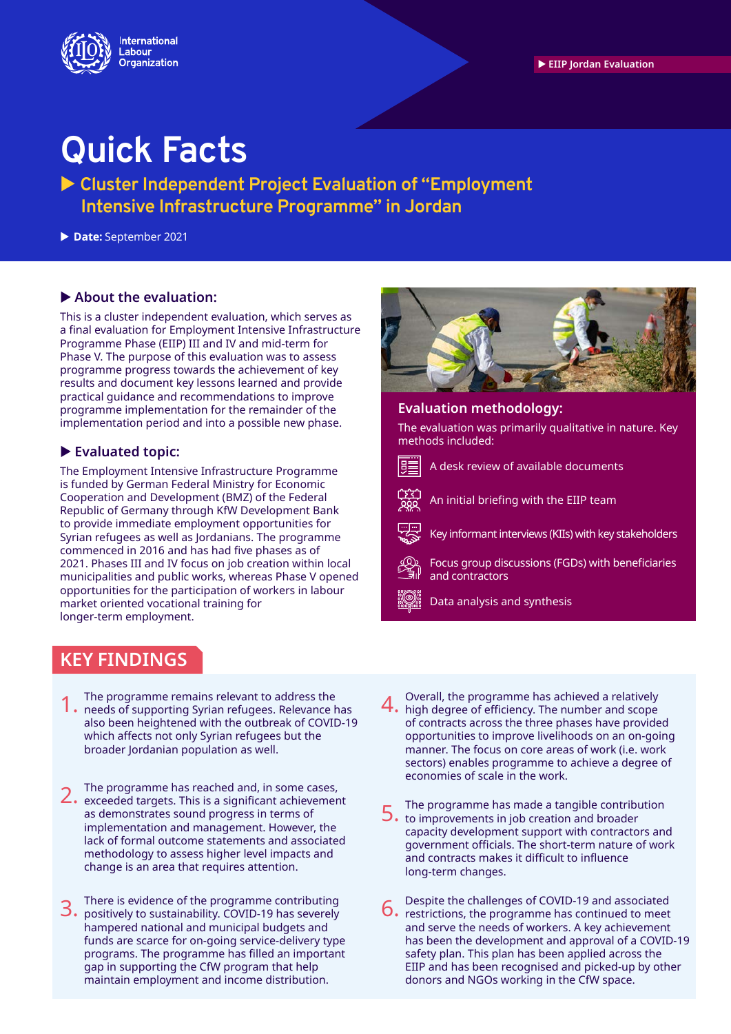International Labour Organization

EIIP Jordan Evaluation

# Quick Facts

## Cluster Independent Project Evaluation of "Employment Intensive Infrastructure Programme" in Jordan

**Date:** September 2021

### About the evaluation:

This is a cluster independent evaluation, which serves as a final evaluation for Employment Intensive Infrastructure Programme Phase (EIIP) III and IV and mid-term for Phase V. The purpose of this evaluation was to assess programme progress towards the achievement of key results and document key lessons learned and provide practical guidance and recommendations to improve programme implementation for the remainder of the implementation period and into a possible new phase.

### Evaluated topic:

The Employment Intensive Infrastructure Programme is funded by German Federal Ministry for Economic Cooperation and Development (BMZ) of the Federal Republic of Germany through KfW Development Bank to provide immediate employment opportunities for Syrian refugees as well as Jordanians. The programme commenced in 2016 and has had five phases as of 2021. Phases III and IV focus on job creation within local municipalities and public works, whereas Phase V opened opportunities for the participation of workers in labour market oriented vocational training for longer-term employment.

### Evaluation methodology:

The evaluation was primarily qualitative in nature. Key methods included:

- A desk review of available documents
- An initial briefing with the EIIP team
- Key informant interviews (KIIs) with key stakeholders
- Focus group discussions (FGDs) with beneficiaries and contractors
- Data analysis and synthesis

## KEY FINDINGS

1. The programme remains relevant to address the needs of supporting Syrian refugees. Relevance has also been heightened with the outbreak of COVID-19 which affects not only Syrian refugees but the broader Jordanian population as well.

2. The programme has reached and, in some cases, exceeded targets. This is a significant achievement as demonstrates sound progress in terms of implementation and management. However, the lack of formal outcome statements and associated methodology to assess higher level impacts and change is an area that requires attention.

3. There is evidence of the programme contributing positively to sustainability. COVID-19 has severely hampered national and municipal budgets and funds are scarce for on-going service-delivery type programs. The programme has filled an important gap in supporting the CfW program that help maintain employment and income distribution.

4. Overall, the programme has achieved a relatively high degree of efficiency. The number and scope of contracts across the three phases have provided opportunities to improve livelihoods on an on-going manner. The focus on core areas of work (i.e. work sectors) enables programme to achieve a degree of economies of scale in the work.

5. The programme has made a tangible contribution to improvements in job creation and broader capacity development support with contractors and government officials. The short-term nature of work and contracts makes it difficult to influence long-term changes.

6. Despite the challenges of COVID-19 and associated restrictions, the programme has continued to meet and serve the needs of workers. A key achievement has been the development and approval of a COVID-19 safety plan. This plan has been applied across the EIIP and has been recognised and picked-up by other donors and NGOs working in the CfW space.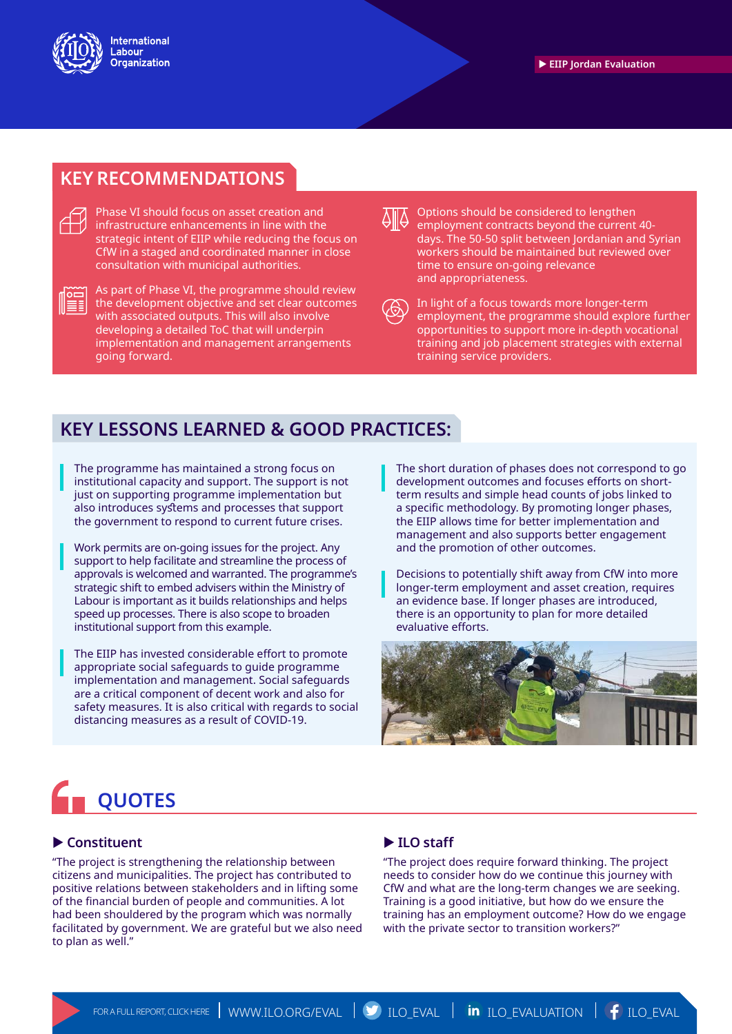## KEY RECOMMENDATIONS

Phase VI should focus on asset creation and infrastructure enhancements in line with the strategic intent of EIIP while reducing the focus on CfW in a staged and coordinated manner in close consultation with municipal authorities.

As part of Phase VI, the programme should review the development objective and set clear outcomes with associated outputs. This will also involve developing a detailed ToC that will underpin implementation and management arrangements going forward.

Options should be considered to lengthen employment contracts beyond the current 40-days. The 50-50 split between Jordanian and Syrian workers should be maintained but reviewed over time to ensure on-going relevance and appropriateness.

In light of a focus towards more longer-term employment, the programme should explore further opportunities to support more in-depth vocational training and job placement strategies with external training service providers.

## KEY LESSONS LEARNED & GOOD PRACTICES:

The programme has maintained a strong focus on institutional capacity and support. The support is not just on supporting programme implementation but also introduces systems and processes that support the government to respond to current future crises.

Work permits are on-going issues for the project. Any support to help facilitate and streamline the process of approvals is welcomed and warranted. The programme's strategic shift to embed advisers within the Ministry of Labour is important as it builds relationships and helps speed up processes. There is also scope to broaden institutional support from this example.

The EIIP has invested considerable effort to promote appropriate social safeguards to guide programme implementation and management. Social safeguards are a critical component of decent work and also for safety measures. It is also critical with regards to social distancing measures as a result of COVID-19.

The short duration of phases does not correspond to go development outcomes and focuses efforts on short-term results and simple head counts of jobs linked to a specific methodology. By promoting longer phases, the EIIP allows time for better implementation and management and also supports better engagement and the promotion of other outcomes.

Decisions to potentially shift away from CfW into more longer-term employment and asset creation, requires an evidence base. If longer phases are introduced, there is an opportunity to plan for more detailed evaluative efforts.

## QUOTES

### ▶ Constituent

"The project is strengthening the relationship between citizens and municipalities. The project has contributed to positive relations between stakeholders and in lifting some of the financial burden of people and communities. A lot had been shouldered by the program which was normally facilitated by government. We are grateful but we also need to plan as well."

### ▶ ILO staff

"The project does require forward thinking. The project needs to consider how do we continue this journey with CfW and what are the long-term changes we are seeking. Training is a good initiative, but how do we ensure the training has an employment outcome? How do we engage with the private sector to transition workers?"

FOR A FULL REPORT, CLICK HERE | WWW.ILO.ORG/EVAL | ILO_EVAL | ILO_EVALUATION | ILO_EVAL